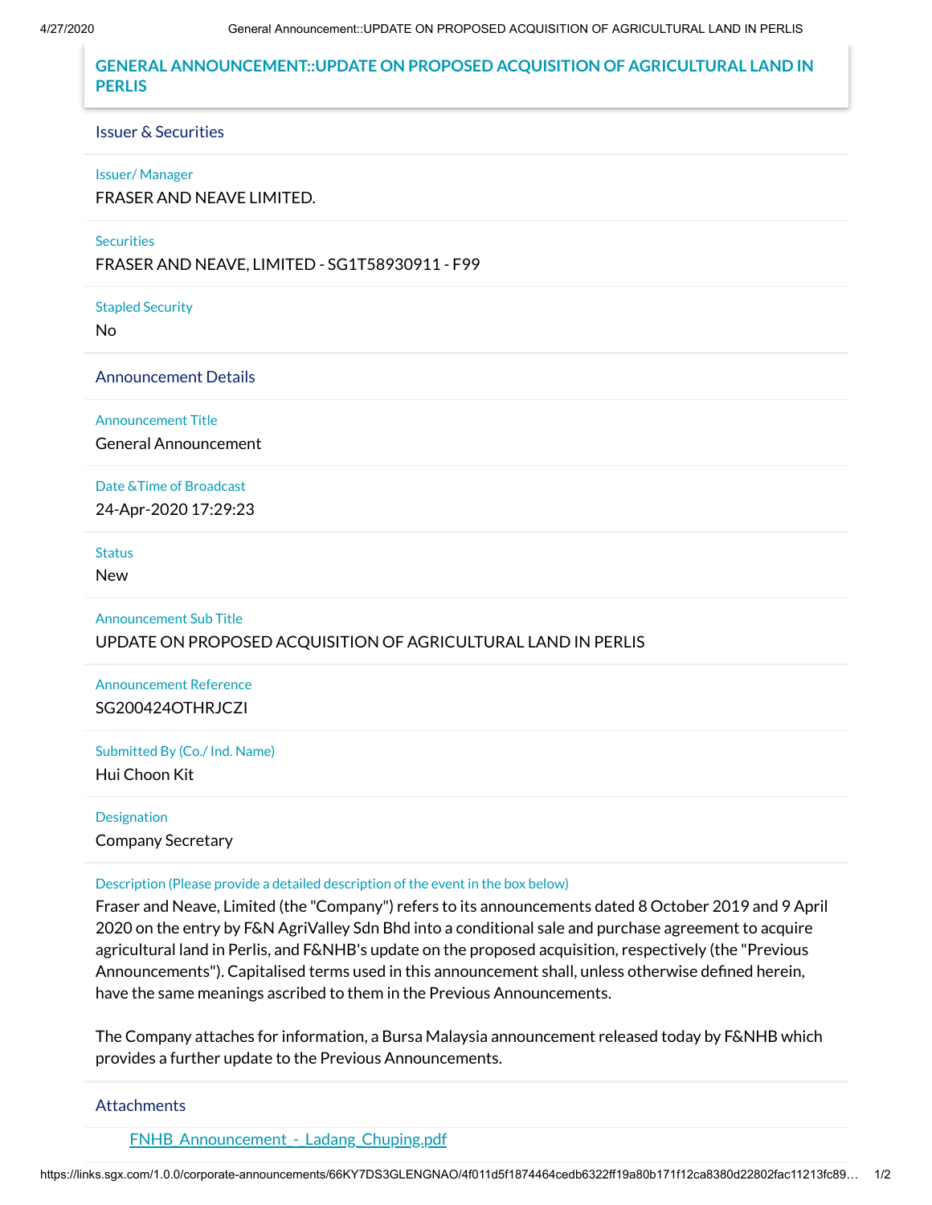# GENERAL ANNOUNCEMENT::UPDATE ON PROPOSED ACQUISITION OF AGRICULTURAL LAND IN PERLIS

## Issuer & Securities

**Issuer/ Manager**

FRASER AND NEAVE LIMITED.

**Securities**

FRASER AND NEAVE, LIMITED - SG1T58930911 - F99

**Stapled Security**

No

## Announcement Details

**Announcement Title**

General Announcement

**Date &Time of Broadcast**

24-Apr-2020 17:29:23

**Status**

New

**Announcement Sub Title**

UPDATE ON PROPOSED ACQUISITION OF AGRICULTURAL LAND IN PERLIS

**Announcement Reference**

SG200424OTHRJCZI

**Submitted By (Co./ Ind. Name)**

Hui Choon Kit

**Designation**

Company Secretary

**Description (Please provide a detailed description of the event in the box below)**

Fraser and Neave, Limited (the "Company") refers to its announcements dated 8 October 2019 and 9 April 2020 on the entry by F&N AgriValley Sdn Bhd into a conditional sale and purchase agreement to acquire agricultural land in Perlis, and F&NHB's update on the proposed acquisition, respectively (the "Previous Announcements"). Capitalised terms used in this announcement shall, unless otherwise defined herein, have the same meanings ascribed to them in the Previous Announcements.

The Company attaches for information, a Bursa Malaysia announcement released today by F&NHB which provides a further update to the Previous Announcements.

## Attachments

FNHB_Announcement_-_Ladang_Chuping.pdf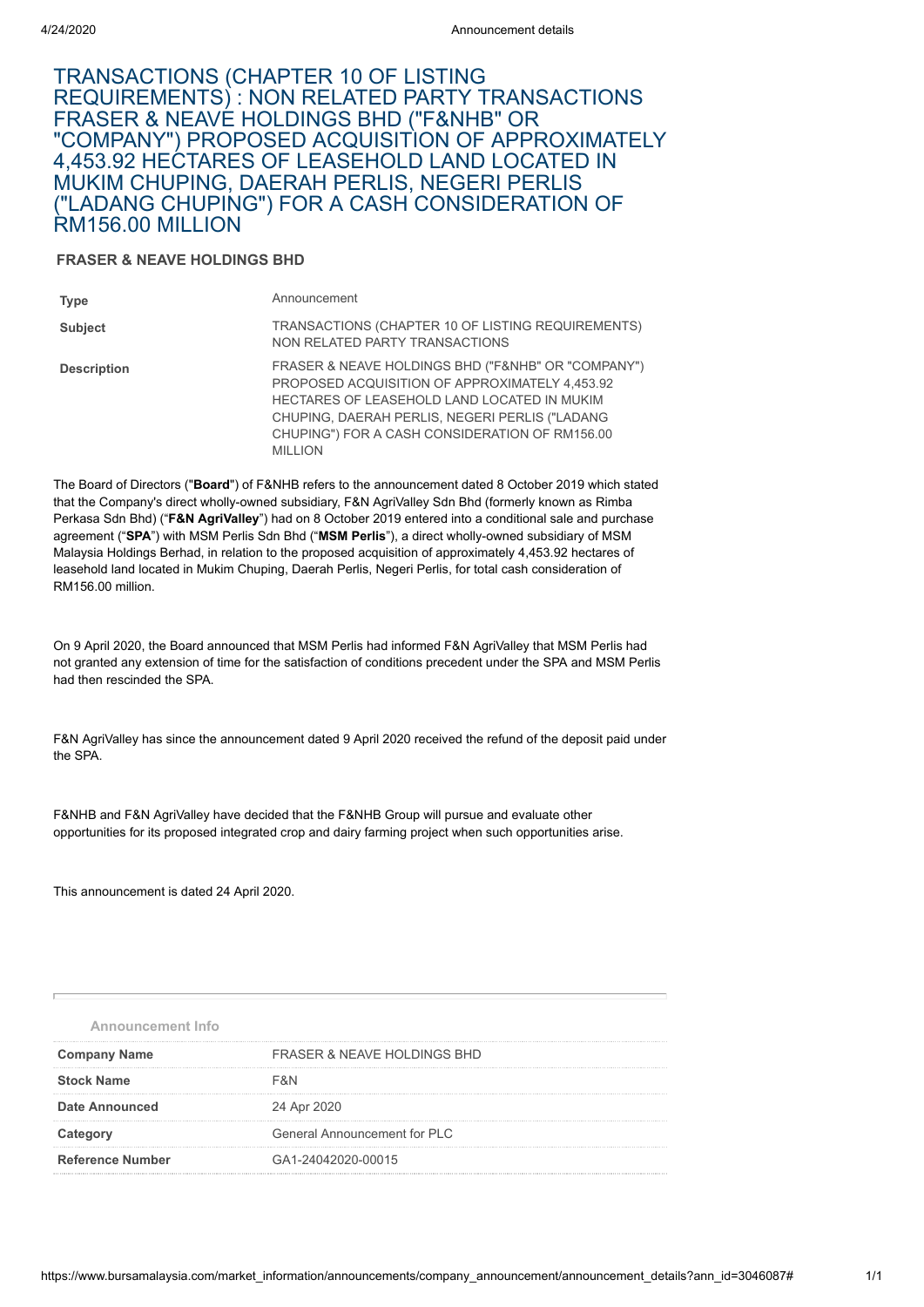# TRANSACTIONS (CHAPTER 10 OF LISTING REQUIREMENTS) : NON RELATED PARTY TRANSACTIONS FRASER & NEAVE HOLDINGS BHD ("F&NHB" OR "COMPANY") PROPOSED ACQUISITION OF APPROXIMATELY 4,453.92 HECTARES OF LEASEHOLD LAND LOCATED IN MUKIM CHUPING, DAERAH PERLIS, NEGERI PERLIS ("LADANG CHUPING") FOR A CASH CONSIDERATION OF RM156.00 MILLION

**FRASER & NEAVE HOLDINGS BHD**

| | |
|---|---|
| **Type** | Announcement |
| **Subject** | TRANSACTIONS (CHAPTER 10 OF LISTING REQUIREMENTS) NON RELATED PARTY TRANSACTIONS |
| **Description** | FRASER & NEAVE HOLDINGS BHD ("F&NHB" OR "COMPANY") PROPOSED ACQUISITION OF APPROXIMATELY 4,453.92 HECTARES OF LEASEHOLD LAND LOCATED IN MUKIM CHUPING, DAERAH PERLIS, NEGERI PERLIS ("LADANG CHUPING") FOR A CASH CONSIDERATION OF RM156.00 MILLION |

The Board of Directors ("**Board**") of F&NHB refers to the announcement dated 8 October 2019 which stated that the Company's direct wholly-owned subsidiary, F&N AgriValley Sdn Bhd (formerly known as Rimba Perkasa Sdn Bhd) ("**F&N AgriValley**") had on 8 October 2019 entered into a conditional sale and purchase agreement ("**SPA**") with MSM Perlis Sdn Bhd ("**MSM Perlis**"), a direct wholly-owned subsidiary of MSM Malaysia Holdings Berhad, in relation to the proposed acquisition of approximately 4,453.92 hectares of leasehold land located in Mukim Chuping, Daerah Perlis, Negeri Perlis, for total cash consideration of RM156.00 million.

On 9 April 2020, the Board announced that MSM Perlis had informed F&N AgriValley that MSM Perlis had not granted any extension of time for the satisfaction of conditions precedent under the SPA and MSM Perlis had then rescinded the SPA.

F&N AgriValley has since the announcement dated 9 April 2020 received the refund of the deposit paid under the SPA.

F&NHB and F&N AgriValley have decided that the F&NHB Group will pursue and evaluate other opportunities for its proposed integrated crop and dairy farming project when such opportunities arise.

This announcement is dated 24 April 2020.

**Announcement Info**

| | |
|---|---|
| **Company Name** | FRASER & NEAVE HOLDINGS BHD |
| **Stock Name** | F&N |
| **Date Announced** | 24 Apr 2020 |
| **Category** | General Announcement for PLC |
| **Reference Number** | GA1-24042020-00015 |